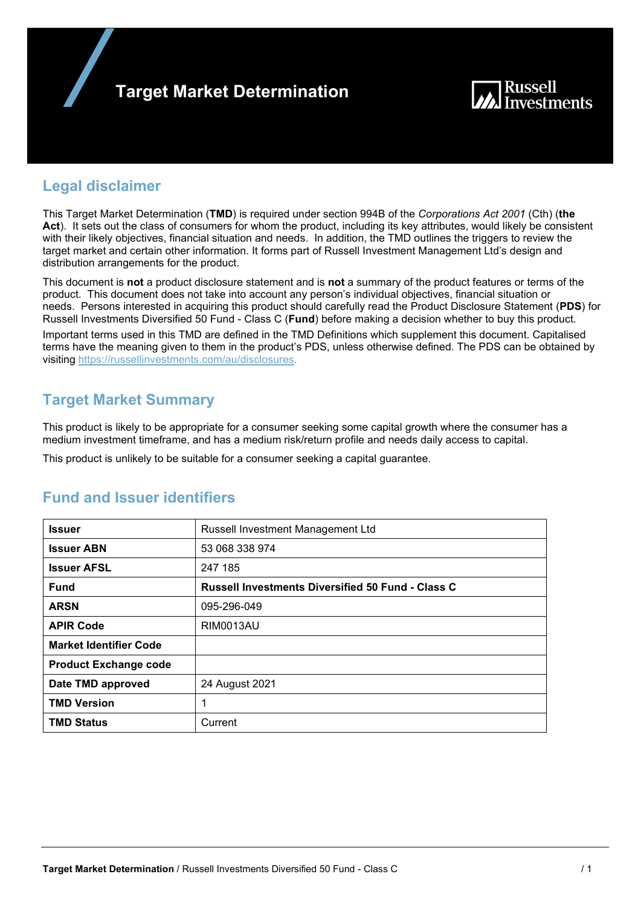# Target Market Determination

Russell Investments

## Legal disclaimer

This Target Market Determination (**TMD**) is required under section 994B of the *Corporations Act 2001* (Cth) (**the Act**). It sets out the class of consumers for whom the product, including its key attributes, would likely be consistent with their likely objectives, financial situation and needs. In addition, the TMD outlines the triggers to review the target market and certain other information. It forms part of Russell Investment Management Ltd's design and distribution arrangements for the product.

This document is **not** a product disclosure statement and is **not** a summary of the product features or terms of the product. This document does not take into account any person's individual objectives, financial situation or needs. Persons interested in acquiring this product should carefully read the Product Disclosure Statement (**PDS**) for Russell Investments Diversified 50 Fund - Class C (**Fund**) before making a decision whether to buy this product.

Important terms used in this TMD are defined in the TMD Definitions which supplement this document. Capitalised terms have the meaning given to them in the product's PDS, unless otherwise defined. The PDS can be obtained by visiting https://russellinvestments.com/au/disclosures.

## Target Market Summary

This product is likely to be appropriate for a consumer seeking some capital growth where the consumer has a medium investment timeframe, and has a medium risk/return profile and needs daily access to capital.

This product is unlikely to be suitable for a consumer seeking a capital guarantee.

## Fund and Issuer identifiers

| | |
|---|---|
| **Issuer** | Russell Investment Management Ltd |
| **Issuer ABN** | 53 068 338 974 |
| **Issuer AFSL** | 247 185 |
| **Fund** | **Russell Investments Diversified 50 Fund - Class C** |
| **ARSN** | 095-296-049 |
| **APIR Code** | RIM0013AU |
| **Market Identifier Code** | |
| **Product Exchange code** | |
| **Date TMD approved** | 24 August 2021 |
| **TMD Version** | 1 |
| **TMD Status** | Current |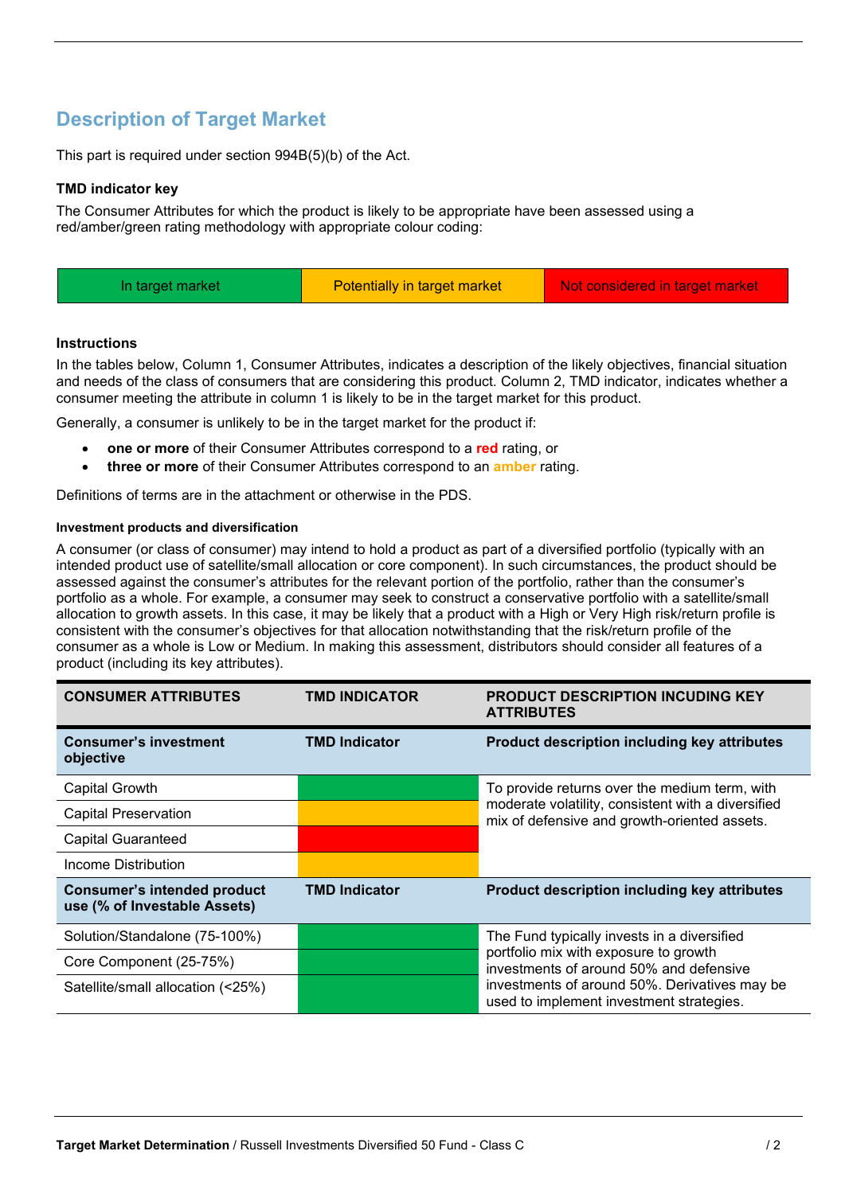## Description of Target Market

This part is required under section 994B(5)(b) of the Act.

**TMD indicator key**

The Consumer Attributes for which the product is likely to be appropriate have been assessed using a red/amber/green rating methodology with appropriate colour coding:

| In target market | Potentially in target market | Not considered in target market |
|---|---|---|

**Instructions**

In the tables below, Column 1, Consumer Attributes, indicates a description of the likely objectives, financial situation and needs of the class of consumers that are considering this product. Column 2, TMD indicator, indicates whether a consumer meeting the attribute in column 1 is likely to be in the target market for this product.

Generally, a consumer is unlikely to be in the target market for the product if:

- **one or more** of their Consumer Attributes correspond to a **red** rating, or
- **three or more** of their Consumer Attributes correspond to an **amber** rating.

Definitions of terms are in the attachment or otherwise in the PDS.

**Investment products and diversification**

A consumer (or class of consumer) may intend to hold a product as part of a diversified portfolio (typically with an intended product use of satellite/small allocation or core component). In such circumstances, the product should be assessed against the consumer's attributes for the relevant portion of the portfolio, rather than the consumer's portfolio as a whole. For example, a consumer may seek to construct a conservative portfolio with a satellite/small allocation to growth assets. In this case, it may be likely that a product with a High or Very High risk/return profile is consistent with the consumer's objectives for that allocation notwithstanding that the risk/return profile of the consumer as a whole is Low or Medium. In making this assessment, distributors should consider all features of a product (including its key attributes).

| CONSUMER ATTRIBUTES | TMD INDICATOR | PRODUCT DESCRIPTION INCUDING KEY ATTRIBUTES |
|---|---|---|
| **Consumer's investment objective** | **TMD Indicator** | **Product description including key attributes** |
| Capital Growth | In target market (green) | To provide returns over the medium term, with moderate volatility, consistent with a diversified mix of defensive and growth-oriented assets. |
| Capital Preservation | Potentially in target market (amber) | |
| Capital Guaranteed | Not considered in target market (red) | |
| Income Distribution | Potentially in target market (amber) | |
| **Consumer's intended product use (% of Investable Assets)** | **TMD Indicator** | **Product description including key attributes** |
| Solution/Standalone (75-100%) | In target market (green) | The Fund typically invests in a diversified portfolio mix with exposure to growth investments of around 50% and defensive investments of around 50%. Derivatives may be used to implement investment strategies. |
| Core Component (25-75%) | In target market (green) | |
| Satellite/small allocation (<25%) | In target market (green) | |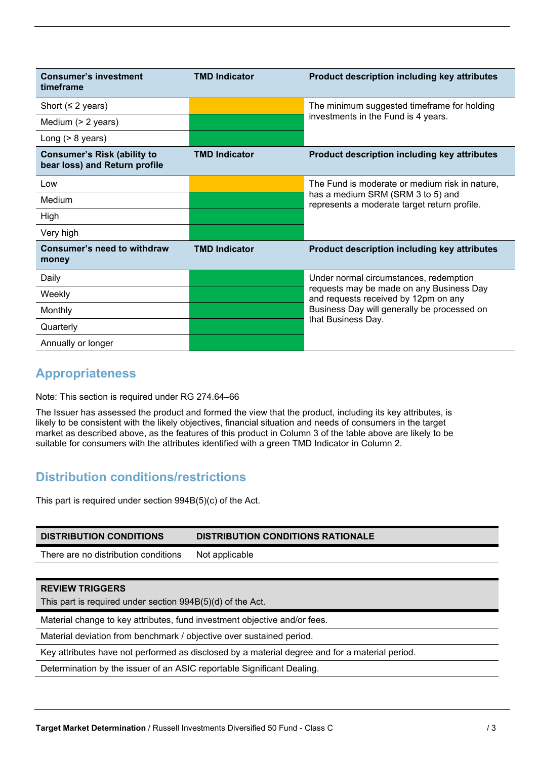| Consumer's investment timeframe | TMD Indicator | Product description including key attributes |
|---|---|---|
| Short (≤ 2 years) | Amber | The minimum suggested timeframe for holding investments in the Fund is 4 years. |
| Medium (> 2 years) | Green | |
| Long (> 8 years) | Green | |

| Consumer's Risk (ability to bear loss) and Return profile | TMD Indicator | Product description including key attributes |
|---|---|---|
| Low | Amber | The Fund is moderate or medium risk in nature, has a medium SRM (SRM 3 to 5) and represents a moderate target return profile. |
| Medium | Green | |
| High | Green | |
| Very high | Green | |

| Consumer's need to withdraw money | TMD Indicator | Product description including key attributes |
|---|---|---|
| Daily | Green | Under normal circumstances, redemption requests may be made on any Business Day and requests received by 12pm on any Business Day will generally be processed on that Business Day. |
| Weekly | Green | |
| Monthly | Green | |
| Quarterly | Green | |
| Annually or longer | Green | |

## Appropriateness

Note: This section is required under RG 274.64–66

The Issuer has assessed the product and formed the view that the product, including its key attributes, is likely to be consistent with the likely objectives, financial situation and needs of consumers in the target market as described above, as the features of this product in Column 3 of the table above are likely to be suitable for consumers with the attributes identified with a green TMD Indicator in Column 2.

## Distribution conditions/restrictions

This part is required under section 994B(5)(c) of the Act.

| DISTRIBUTION CONDITIONS | DISTRIBUTION CONDITIONS RATIONALE |
|---|---|
| There are no distribution conditions | Not applicable |

| REVIEW TRIGGERS<br>This part is required under section 994B(5)(d) of the Act. |
|---|
| Material change to key attributes, fund investment objective and/or fees. |
| Material deviation from benchmark / objective over sustained period. |
| Key attributes have not performed as disclosed by a material degree and for a material period. |
| Determination by the issuer of an ASIC reportable Significant Dealing. |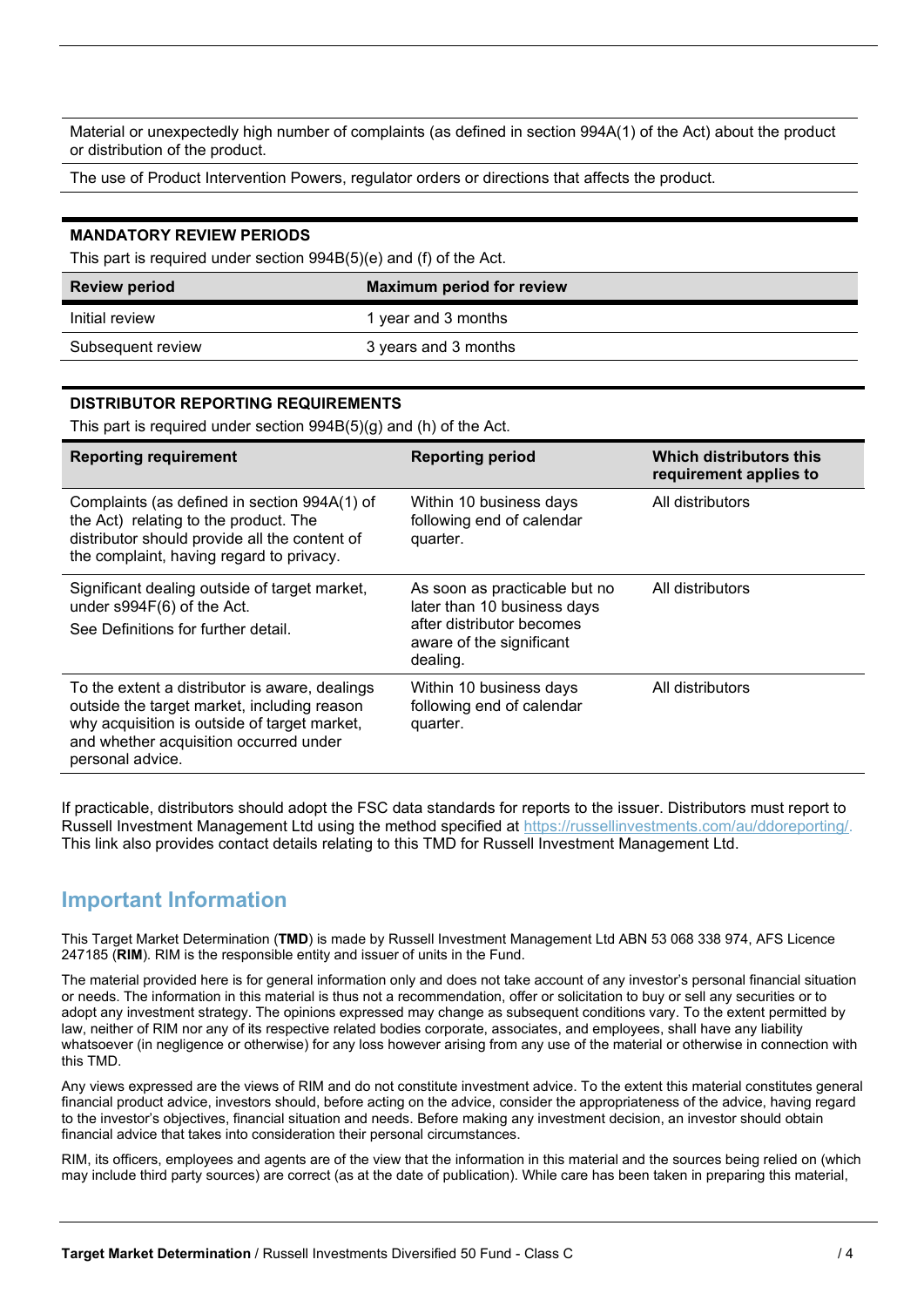| |
|---|
| Material or unexpectedly high number of complaints (as defined in section 994A(1) of the Act) about the product or distribution of the product. |
| The use of Product Intervention Powers, regulator orders or directions that affects the product. |

**MANDATORY REVIEW PERIODS**

This part is required under section 994B(5)(e) and (f) of the Act.

| Review period | Maximum period for review |
|---|---|
| Initial review | 1 year and 3 months |
| Subsequent review | 3 years and 3 months |

**DISTRIBUTOR REPORTING REQUIREMENTS**

This part is required under section 994B(5)(g) and (h) of the Act.

| Reporting requirement | Reporting period | Which distributors this requirement applies to |
|---|---|---|
| Complaints (as defined in section 994A(1) of the Act) relating to the product. The distributor should provide all the content of the complaint, having regard to privacy. | Within 10 business days following end of calendar quarter. | All distributors |
| Significant dealing outside of target market, under s994F(6) of the Act. See Definitions for further detail. | As soon as practicable but no later than 10 business days after distributor becomes aware of the significant dealing. | All distributors |
| To the extent a distributor is aware, dealings outside the target market, including reason why acquisition is outside of target market, and whether acquisition occurred under personal advice. | Within 10 business days following end of calendar quarter. | All distributors |

If practicable, distributors should adopt the FSC data standards for reports to the issuer. Distributors must report to Russell Investment Management Ltd using the method specified at https://russellinvestments.com/au/ddoreporting/. This link also provides contact details relating to this TMD for Russell Investment Management Ltd.

## Important Information

This Target Market Determination (**TMD**) is made by Russell Investment Management Ltd ABN 53 068 338 974, AFS Licence 247185 (**RIM**). RIM is the responsible entity and issuer of units in the Fund.

The material provided here is for general information only and does not take account of any investor's personal financial situation or needs. The information in this material is thus not a recommendation, offer or solicitation to buy or sell any securities or to adopt any investment strategy. The opinions expressed may change as subsequent conditions vary. To the extent permitted by law, neither of RIM nor any of its respective related bodies corporate, associates, and employees, shall have any liability whatsoever (in negligence or otherwise) for any loss however arising from any use of the material or otherwise in connection with this TMD.

Any views expressed are the views of RIM and do not constitute investment advice. To the extent this material constitutes general financial product advice, investors should, before acting on the advice, consider the appropriateness of the advice, having regard to the investor's objectives, financial situation and needs. Before making any investment decision, an investor should obtain financial advice that takes into consideration their personal circumstances.

RIM, its officers, employees and agents are of the view that the information in this material and the sources being relied on (which may include third party sources) are correct (as at the date of publication). While care has been taken in preparing this material,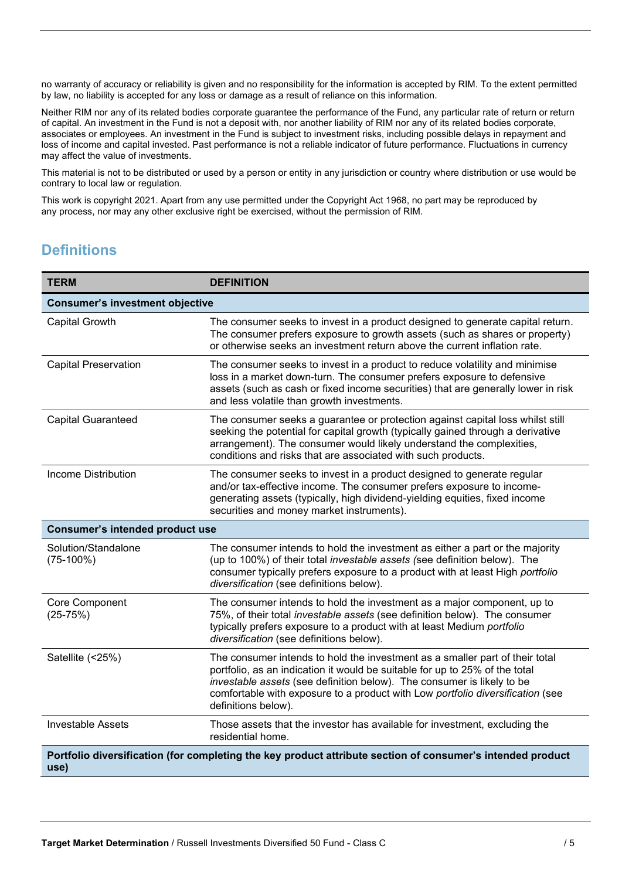no warranty of accuracy or reliability is given and no responsibility for the information is accepted by RIM. To the extent permitted by law, no liability is accepted for any loss or damage as a result of reliance on this information.

Neither RIM nor any of its related bodies corporate guarantee the performance of the Fund, any particular rate of return or return of capital. An investment in the Fund is not a deposit with, nor another liability of RIM nor any of its related bodies corporate, associates or employees. An investment in the Fund is subject to investment risks, including possible delays in repayment and loss of income and capital invested. Past performance is not a reliable indicator of future performance. Fluctuations in currency may affect the value of investments.

This material is not to be distributed or used by a person or entity in any jurisdiction or country where distribution or use would be contrary to local law or regulation.

This work is copyright 2021. Apart from any use permitted under the Copyright Act 1968, no part may be reproduced by any process, nor may any other exclusive right be exercised, without the permission of RIM.

## Definitions

| TERM | DEFINITION |
|---|---|
| **Consumer's investment objective** | |
| Capital Growth | The consumer seeks to invest in a product designed to generate capital return. The consumer prefers exposure to growth assets (such as shares or property) or otherwise seeks an investment return above the current inflation rate. |
| Capital Preservation | The consumer seeks to invest in a product to reduce volatility and minimise loss in a market down-turn. The consumer prefers exposure to defensive assets (such as cash or fixed income securities) that are generally lower in risk and less volatile than growth investments. |
| Capital Guaranteed | The consumer seeks a guarantee or protection against capital loss whilst still seeking the potential for capital growth (typically gained through a derivative arrangement). The consumer would likely understand the complexities, conditions and risks that are associated with such products. |
| Income Distribution | The consumer seeks to invest in a product designed to generate regular and/or tax-effective income. The consumer prefers exposure to income-generating assets (typically, high dividend-yielding equities, fixed income securities and money market instruments). |
| **Consumer's intended product use** | |
| Solution/Standalone (75-100%) | The consumer intends to hold the investment as either a part or the majority (up to 100%) of their total *investable assets (*see definition below). The consumer typically prefers exposure to a product with at least High *portfolio diversification* (see definitions below). |
| Core Component (25-75%) | The consumer intends to hold the investment as a major component, up to 75%, of their total *investable assets* (see definition below). The consumer typically prefers exposure to a product with at least Medium *portfolio diversification* (see definitions below). |
| Satellite (<25%) | The consumer intends to hold the investment as a smaller part of their total portfolio, as an indication it would be suitable for up to 25% of the total *investable assets* (see definition below). The consumer is likely to be comfortable with exposure to a product with Low *portfolio diversification* (see definitions below). |
| Investable Assets | Those assets that the investor has available for investment, excluding the residential home. |
| **Portfolio diversification (for completing the key product attribute section of consumer's intended product use)** | |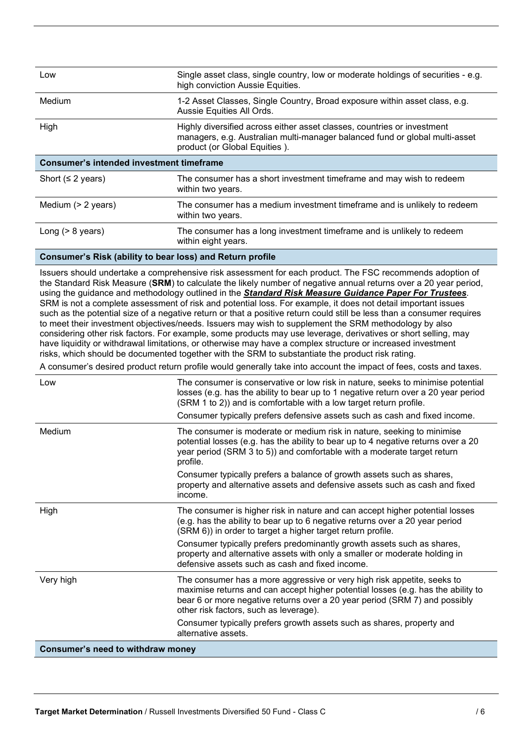| | |
|---|---|
| Low | Single asset class, single country, low or moderate holdings of securities - e.g. high conviction Aussie Equities. |
| Medium | 1-2 Asset Classes, Single Country, Broad exposure within asset class, e.g. Aussie Equities All Ords. |
| High | Highly diversified across either asset classes, countries or investment managers, e.g. Australian multi-manager balanced fund or global multi-asset product (or Global Equities ). |
| **Consumer's intended investment timeframe** | |
| Short (≤ 2 years) | The consumer has a short investment timeframe and may wish to redeem within two years. |
| Medium (> 2 years) | The consumer has a medium investment timeframe and is unlikely to redeem within two years. |
| Long (> 8 years) | The consumer has a long investment timeframe and is unlikely to redeem within eight years. |
| **Consumer's Risk (ability to bear loss) and Return profile** | |

Issuers should undertake a comprehensive risk assessment for each product. The FSC recommends adoption of the Standard Risk Measure (**SRM**) to calculate the likely number of negative annual returns over a 20 year period, using the guidance and methodology outlined in the ***Standard Risk Measure Guidance Paper For Trustees***. SRM is not a complete assessment of risk and potential loss. For example, it does not detail important issues such as the potential size of a negative return or that a positive return could still be less than a consumer requires to meet their investment objectives/needs. Issuers may wish to supplement the SRM methodology by also considering other risk factors. For example, some products may use leverage, derivatives or short selling, may have liquidity or withdrawal limitations, or otherwise may have a complex structure or increased investment risks, which should be documented together with the SRM to substantiate the product risk rating.

A consumer's desired product return profile would generally take into account the impact of fees, costs and taxes.

| | |
|---|---|
| Low | The consumer is conservative or low risk in nature, seeks to minimise potential losses (e.g. has the ability to bear up to 1 negative return over a 20 year period (SRM 1 to 2)) and is comfortable with a low target return profile. <br> Consumer typically prefers defensive assets such as cash and fixed income. |
| Medium | The consumer is moderate or medium risk in nature, seeking to minimise potential losses (e.g. has the ability to bear up to 4 negative returns over a 20 year period (SRM 3 to 5)) and comfortable with a moderate target return profile. <br> Consumer typically prefers a balance of growth assets such as shares, property and alternative assets and defensive assets such as cash and fixed income. |
| High | The consumer is higher risk in nature and can accept higher potential losses (e.g. has the ability to bear up to 6 negative returns over a 20 year period (SRM 6)) in order to target a higher target return profile. <br> Consumer typically prefers predominantly growth assets such as shares, property and alternative assets with only a smaller or moderate holding in defensive assets such as cash and fixed income. |
| Very high | The consumer has a more aggressive or very high risk appetite, seeks to maximise returns and can accept higher potential losses (e.g. has the ability to bear 6 or more negative returns over a 20 year period (SRM 7) and possibly other risk factors, such as leverage). <br> Consumer typically prefers growth assets such as shares, property and alternative assets. |
| **Consumer's need to withdraw money** | |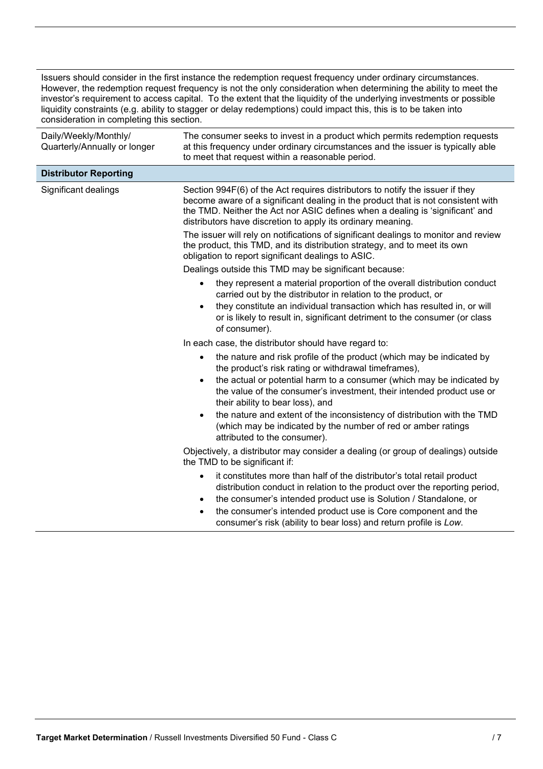Issuers should consider in the first instance the redemption request frequency under ordinary circumstances. However, the redemption request frequency is not the only consideration when determining the ability to meet the investor's requirement to access capital. To the extent that the liquidity of the underlying investments or possible liquidity constraints (e.g. ability to stagger or delay redemptions) could impact this, this is to be taken into consideration in completing this section.

| | |
|---|---|
| Daily/Weekly/Monthly/ Quarterly/Annually or longer | The consumer seeks to invest in a product which permits redemption requests at this frequency under ordinary circumstances and the issuer is typically able to meet that request within a reasonable period. |
| **Distributor Reporting** | |
| Significant dealings | Section 994F(6) of the Act requires distributors to notify the issuer if they become aware of a significant dealing in the product that is not consistent with the TMD. Neither the Act nor ASIC defines when a dealing is 'significant' and distributors have discretion to apply its ordinary meaning.<br><br>The issuer will rely on notifications of significant dealings to monitor and review the product, this TMD, and its distribution strategy, and to meet its own obligation to report significant dealings to ASIC.<br><br>Dealings outside this TMD may be significant because:<br>• they represent a material proportion of the overall distribution conduct carried out by the distributor in relation to the product, or<br>• they constitute an individual transaction which has resulted in, or will or is likely to result in, significant detriment to the consumer (or class of consumer).<br><br>In each case, the distributor should have regard to:<br>• the nature and risk profile of the product (which may be indicated by the product's risk rating or withdrawal timeframes),<br>• the actual or potential harm to a consumer (which may be indicated by the value of the consumer's investment, their intended product use or their ability to bear loss), and<br>• the nature and extent of the inconsistency of distribution with the TMD (which may be indicated by the number of red or amber ratings attributed to the consumer).<br><br>Objectively, a distributor may consider a dealing (or group of dealings) outside the TMD to be significant if:<br>• it constitutes more than half of the distributor's total retail product distribution conduct in relation to the product over the reporting period,<br>• the consumer's intended product use is Solution / Standalone, or<br>• the consumer's intended product use is Core component and the consumer's risk (ability to bear loss) and return profile is *Low*. |